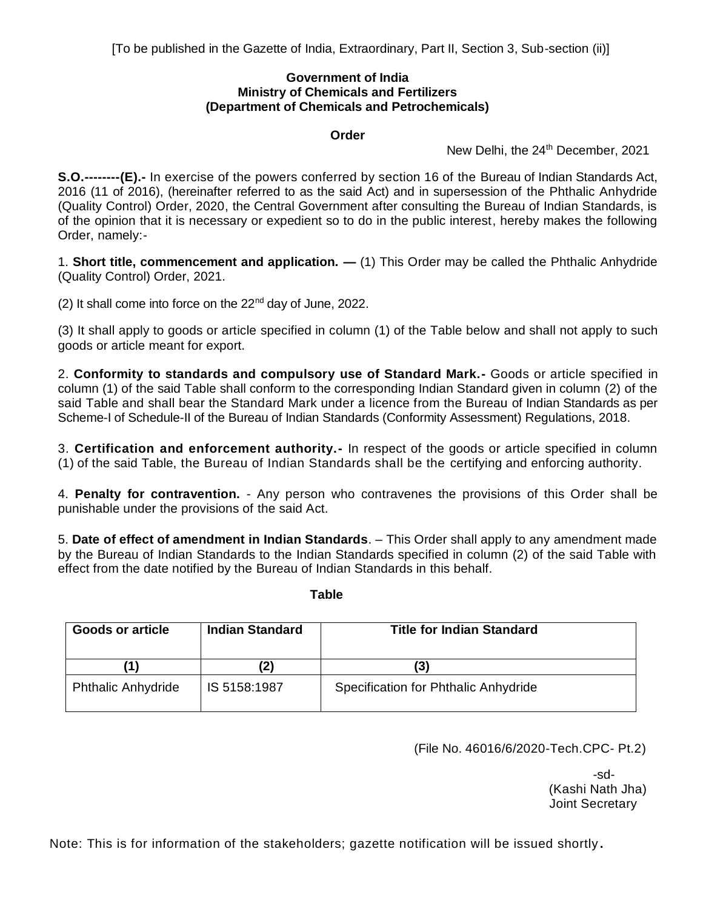[To be published in the Gazette of India, Extraordinary, Part II, Section 3, Sub-section (ii)]

**Government of India**
**Ministry of Chemicals and Fertilizers**
**(Department of Chemicals and Petrochemicals)**

**Order**

New Delhi, the 24th December, 2021

**S.O.--------(E).-** In exercise of the powers conferred by section 16 of the Bureau of Indian Standards Act, 2016 (11 of 2016), (hereinafter referred to as the said Act) and in supersession of the Phthalic Anhydride (Quality Control) Order, 2020, the Central Government after consulting the Bureau of Indian Standards, is of the opinion that it is necessary or expedient so to do in the public interest, hereby makes the following Order, namely:-

1. **Short title, commencement and application. —** (1) This Order may be called the Phthalic Anhydride (Quality Control) Order, 2021.

(2) It shall come into force on the 22nd day of June, 2022.

(3) It shall apply to goods or article specified in column (1) of the Table below and shall not apply to such goods or article meant for export.

2. **Conformity to standards and compulsory use of Standard Mark.-** Goods or article specified in column (1) of the said Table shall conform to the corresponding Indian Standard given in column (2) of the said Table and shall bear the Standard Mark under a licence from the Bureau of Indian Standards as per Scheme-I of Schedule-II of the Bureau of Indian Standards (Conformity Assessment) Regulations, 2018.

3. **Certification and enforcement authority.-** In respect of the goods or article specified in column (1) of the said Table, the Bureau of Indian Standards shall be the certifying and enforcing authority.

4. **Penalty for contravention.** - Any person who contravenes the provisions of this Order shall be punishable under the provisions of the said Act.

5. **Date of effect of amendment in Indian Standards**. – This Order shall apply to any amendment made by the Bureau of Indian Standards to the Indian Standards specified in column (2) of the said Table with effect from the date notified by the Bureau of Indian Standards in this behalf.

**Table**

| Goods or article | Indian Standard | Title for Indian Standard |
|---|---|---|
| (1) | (2) | (3) |
| Phthalic Anhydride | IS 5158:1987 | Specification for Phthalic Anhydride |

(File No. 46016/6/2020-Tech.CPC- Pt.2)

-sd-
(Kashi Nath Jha)
Joint Secretary

Note: This is for information of the stakeholders; gazette notification will be issued shortly.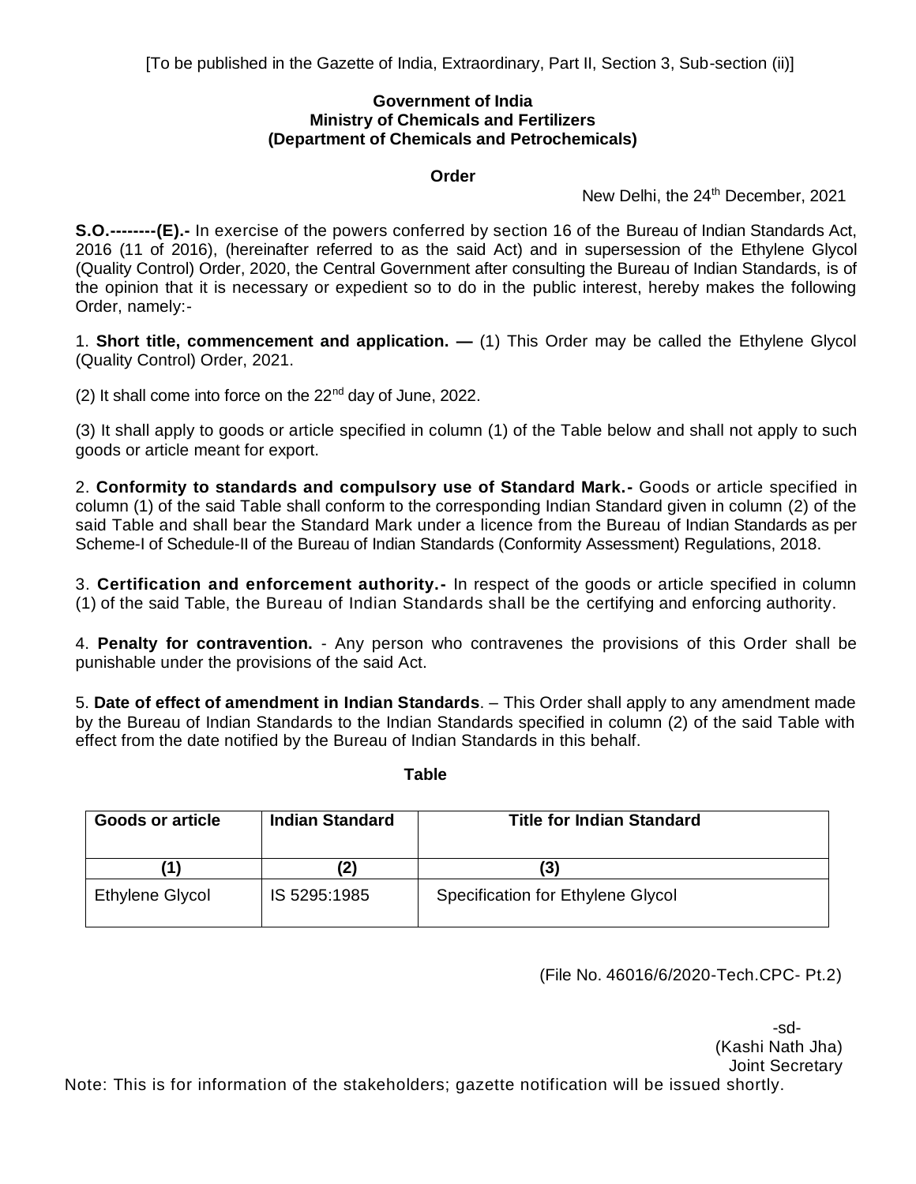[To be published in the Gazette of India, Extraordinary, Part II, Section 3, Sub-section (ii)]

**Government of India**
**Ministry of Chemicals and Fertilizers**
**(Department of Chemicals and Petrochemicals)**

**Order**

New Delhi, the 24th December, 2021

**S.O.--------(E).-** In exercise of the powers conferred by section 16 of the Bureau of Indian Standards Act, 2016 (11 of 2016), (hereinafter referred to as the said Act) and in supersession of the Ethylene Glycol (Quality Control) Order, 2020, the Central Government after consulting the Bureau of Indian Standards, is of the opinion that it is necessary or expedient so to do in the public interest, hereby makes the following Order, namely:-

1. **Short title, commencement and application. —** (1) This Order may be called the Ethylene Glycol (Quality Control) Order, 2021.

(2) It shall come into force on the 22nd day of June, 2022.

(3) It shall apply to goods or article specified in column (1) of the Table below and shall not apply to such goods or article meant for export.

2. **Conformity to standards and compulsory use of Standard Mark.-** Goods or article specified in column (1) of the said Table shall conform to the corresponding Indian Standard given in column (2) of the said Table and shall bear the Standard Mark under a licence from the Bureau of Indian Standards as per Scheme-I of Schedule-II of the Bureau of Indian Standards (Conformity Assessment) Regulations, 2018.

3. **Certification and enforcement authority.-** In respect of the goods or article specified in column (1) of the said Table, the Bureau of Indian Standards shall be the certifying and enforcing authority.

4. **Penalty for contravention.** - Any person who contravenes the provisions of this Order shall be punishable under the provisions of the said Act.

5. **Date of effect of amendment in Indian Standards**. – This Order shall apply to any amendment made by the Bureau of Indian Standards to the Indian Standards specified in column (2) of the said Table with effect from the date notified by the Bureau of Indian Standards in this behalf.

**Table**

| Goods or article | Indian Standard | Title for Indian Standard |
|---|---|---|
| (1) | (2) | (3) |
| Ethylene Glycol | IS 5295:1985 | Specification for Ethylene Glycol |

(File No. 46016/6/2020-Tech.CPC- Pt.2)

-sd-
(Kashi Nath Jha)
Joint Secretary

Note: This is for information of the stakeholders; gazette notification will be issued shortly.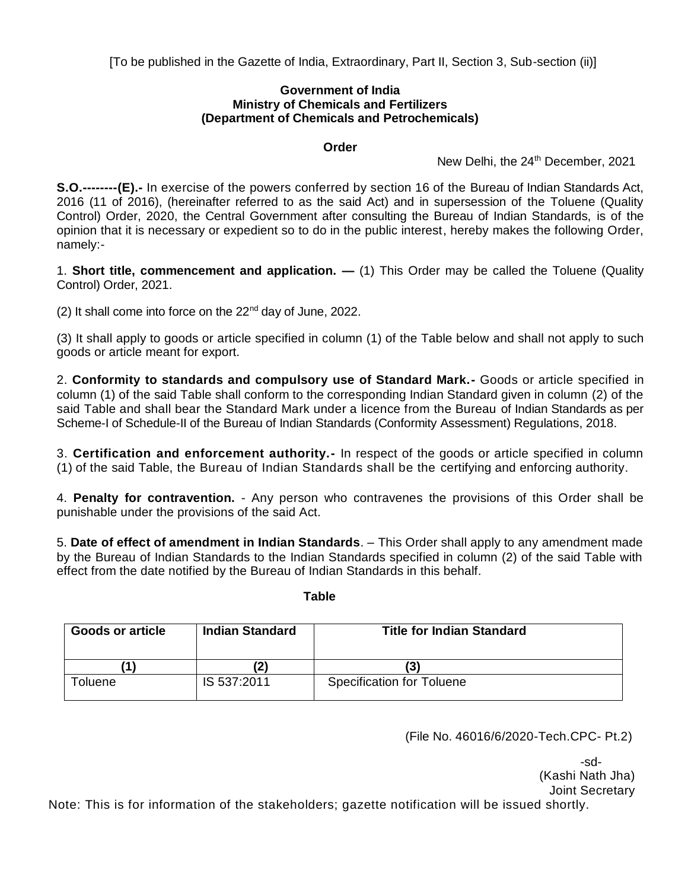[To be published in the Gazette of India, Extraordinary, Part II, Section 3, Sub-section (ii)]

**Government of India**
**Ministry of Chemicals and Fertilizers**
**(Department of Chemicals and Petrochemicals)**

**Order**

New Delhi, the 24th December, 2021

**S.O.--------(E).-** In exercise of the powers conferred by section 16 of the Bureau of Indian Standards Act, 2016 (11 of 2016), (hereinafter referred to as the said Act) and in supersession of the Toluene (Quality Control) Order, 2020, the Central Government after consulting the Bureau of Indian Standards, is of the opinion that it is necessary or expedient so to do in the public interest, hereby makes the following Order, namely:-

1. **Short title, commencement and application. —** (1) This Order may be called the Toluene (Quality Control) Order, 2021.

(2) It shall come into force on the 22nd day of June, 2022.

(3) It shall apply to goods or article specified in column (1) of the Table below and shall not apply to such goods or article meant for export.

2. **Conformity to standards and compulsory use of Standard Mark.-** Goods or article specified in column (1) of the said Table shall conform to the corresponding Indian Standard given in column (2) of the said Table and shall bear the Standard Mark under a licence from the Bureau of Indian Standards as per Scheme-I of Schedule-II of the Bureau of Indian Standards (Conformity Assessment) Regulations, 2018.

3. **Certification and enforcement authority.-** In respect of the goods or article specified in column (1) of the said Table, the Bureau of Indian Standards shall be the certifying and enforcing authority.

4. **Penalty for contravention.** - Any person who contravenes the provisions of this Order shall be punishable under the provisions of the said Act.

5. **Date of effect of amendment in Indian Standards**. – This Order shall apply to any amendment made by the Bureau of Indian Standards to the Indian Standards specified in column (2) of the said Table with effect from the date notified by the Bureau of Indian Standards in this behalf.

**Table**

| Goods or article | Indian Standard | Title for Indian Standard |
|---|---|---|
| (1) | (2) | (3) |
| Toluene | IS 537:2011 | Specification for Toluene |

(File No. 46016/6/2020-Tech.CPC- Pt.2)

-sd-
(Kashi Nath Jha)
Joint Secretary

Note: This is for information of the stakeholders; gazette notification will be issued shortly.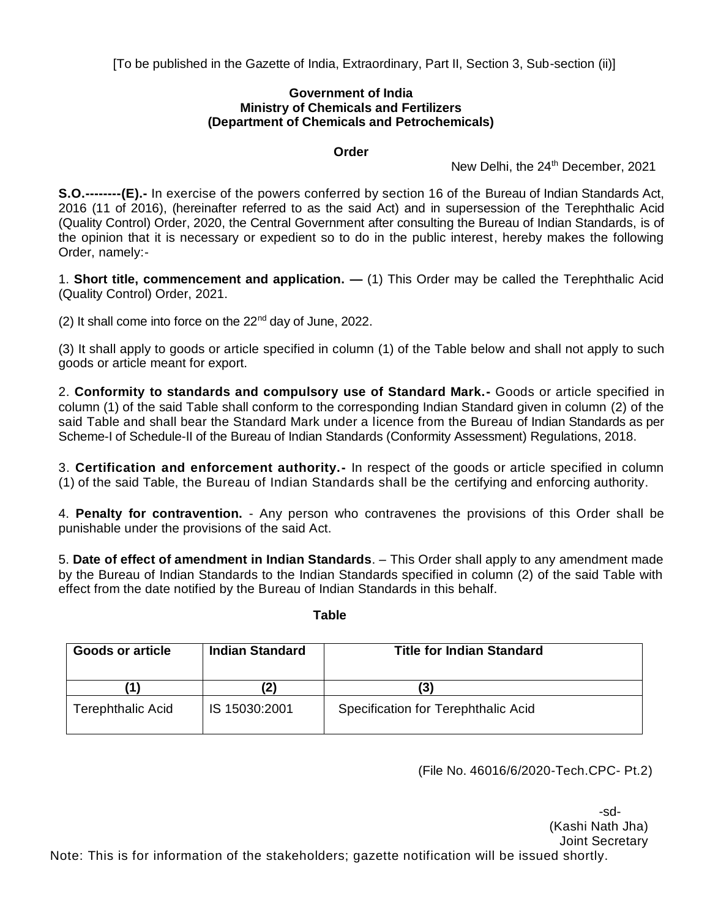[To be published in the Gazette of India, Extraordinary, Part II, Section 3, Sub-section (ii)]

**Government of India**
**Ministry of Chemicals and Fertilizers**
**(Department of Chemicals and Petrochemicals)**

**Order**

New Delhi, the 24th December, 2021

**S.O.--------(E).-** In exercise of the powers conferred by section 16 of the Bureau of Indian Standards Act, 2016 (11 of 2016), (hereinafter referred to as the said Act) and in supersession of the Terephthalic Acid (Quality Control) Order, 2020, the Central Government after consulting the Bureau of Indian Standards, is of the opinion that it is necessary or expedient so to do in the public interest, hereby makes the following Order, namely:-

1. **Short title, commencement and application. —** (1) This Order may be called the Terephthalic Acid (Quality Control) Order, 2021.

(2) It shall come into force on the 22nd day of June, 2022.

(3) It shall apply to goods or article specified in column (1) of the Table below and shall not apply to such goods or article meant for export.

2. **Conformity to standards and compulsory use of Standard Mark.-** Goods or article specified in column (1) of the said Table shall conform to the corresponding Indian Standard given in column (2) of the said Table and shall bear the Standard Mark under a licence from the Bureau of Indian Standards as per Scheme-I of Schedule-II of the Bureau of Indian Standards (Conformity Assessment) Regulations, 2018.

3. **Certification and enforcement authority.-** In respect of the goods or article specified in column (1) of the said Table, the Bureau of Indian Standards shall be the certifying and enforcing authority.

4. **Penalty for contravention.** - Any person who contravenes the provisions of this Order shall be punishable under the provisions of the said Act.

5. **Date of effect of amendment in Indian Standards**. – This Order shall apply to any amendment made by the Bureau of Indian Standards to the Indian Standards specified in column (2) of the said Table with effect from the date notified by the Bureau of Indian Standards in this behalf.

**Table**

| Goods or article | Indian Standard | Title for Indian Standard |
|---|---|---|
| (1) | (2) | (3) |
| Terephthalic Acid | IS 15030:2001 | Specification for Terephthalic Acid |

(File No. 46016/6/2020-Tech.CPC- Pt.2)

-sd-
(Kashi Nath Jha)
Joint Secretary

Note: This is for information of the stakeholders; gazette notification will be issued shortly.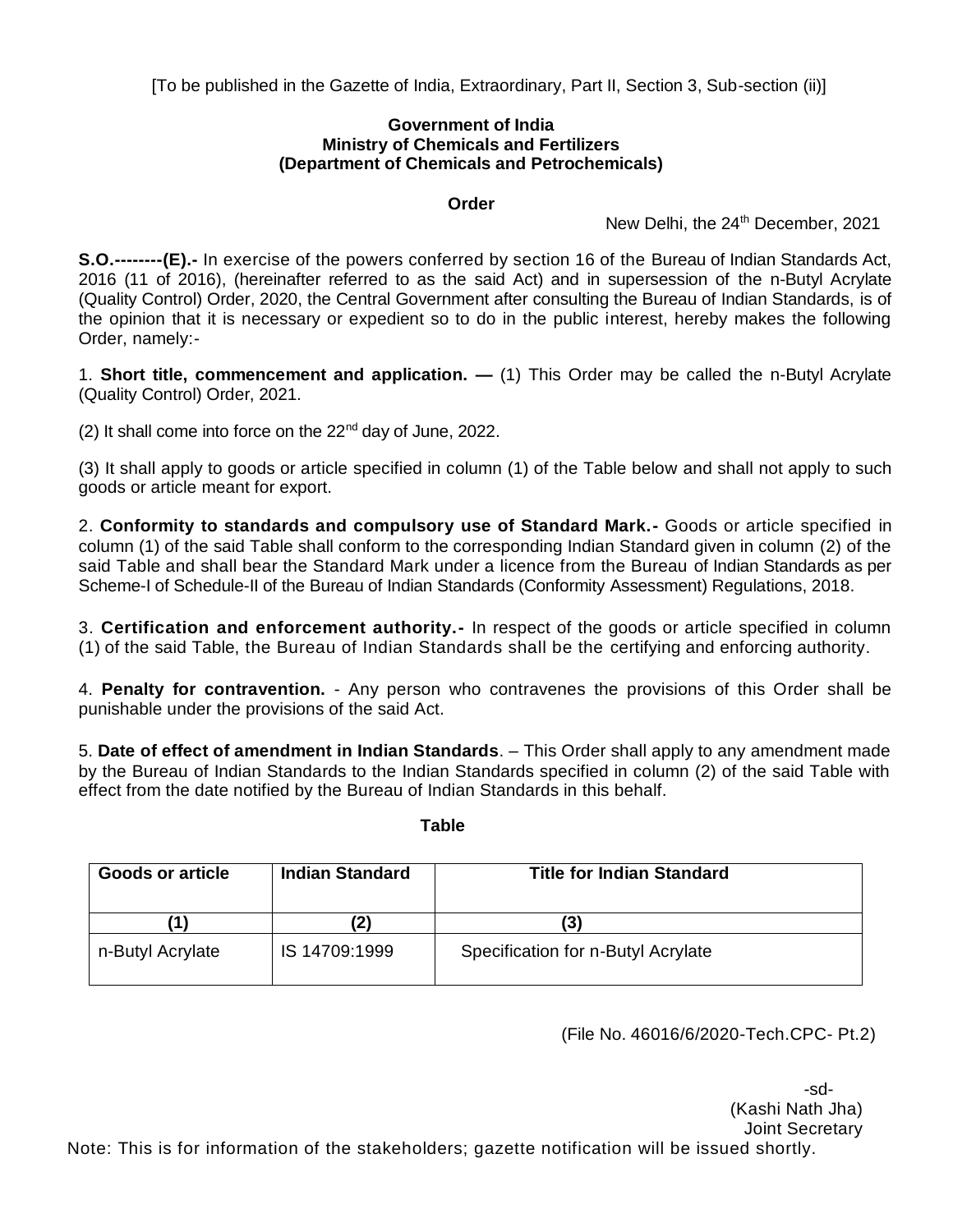[To be published in the Gazette of India, Extraordinary, Part II, Section 3, Sub-section (ii)]

**Government of India**
**Ministry of Chemicals and Fertilizers**
**(Department of Chemicals and Petrochemicals)**

**Order**

New Delhi, the 24th December, 2021

**S.O.--------(E).-** In exercise of the powers conferred by section 16 of the Bureau of Indian Standards Act, 2016 (11 of 2016), (hereinafter referred to as the said Act) and in supersession of the n-Butyl Acrylate (Quality Control) Order, 2020, the Central Government after consulting the Bureau of Indian Standards, is of the opinion that it is necessary or expedient so to do in the public interest, hereby makes the following Order, namely:-

1. **Short title, commencement and application. —** (1) This Order may be called the n-Butyl Acrylate (Quality Control) Order, 2021.

(2) It shall come into force on the 22nd day of June, 2022.

(3) It shall apply to goods or article specified in column (1) of the Table below and shall not apply to such goods or article meant for export.

2. **Conformity to standards and compulsory use of Standard Mark.-** Goods or article specified in column (1) of the said Table shall conform to the corresponding Indian Standard given in column (2) of the said Table and shall bear the Standard Mark under a licence from the Bureau of Indian Standards as per Scheme-I of Schedule-II of the Bureau of Indian Standards (Conformity Assessment) Regulations, 2018.

3. **Certification and enforcement authority.-** In respect of the goods or article specified in column (1) of the said Table, the Bureau of Indian Standards shall be the certifying and enforcing authority.

4. **Penalty for contravention.** - Any person who contravenes the provisions of this Order shall be punishable under the provisions of the said Act.

5. **Date of effect of amendment in Indian Standards**. – This Order shall apply to any amendment made by the Bureau of Indian Standards to the Indian Standards specified in column (2) of the said Table with effect from the date notified by the Bureau of Indian Standards in this behalf.

**Table**

| Goods or article | Indian Standard | Title for Indian Standard |
|---|---|---|
| (1) | (2) | (3) |
| n-Butyl Acrylate | IS 14709:1999 | Specification for n-Butyl Acrylate |

(File No. 46016/6/2020-Tech.CPC- Pt.2)

-sd-
(Kashi Nath Jha)
Joint Secretary

Note: This is for information of the stakeholders; gazette notification will be issued shortly.